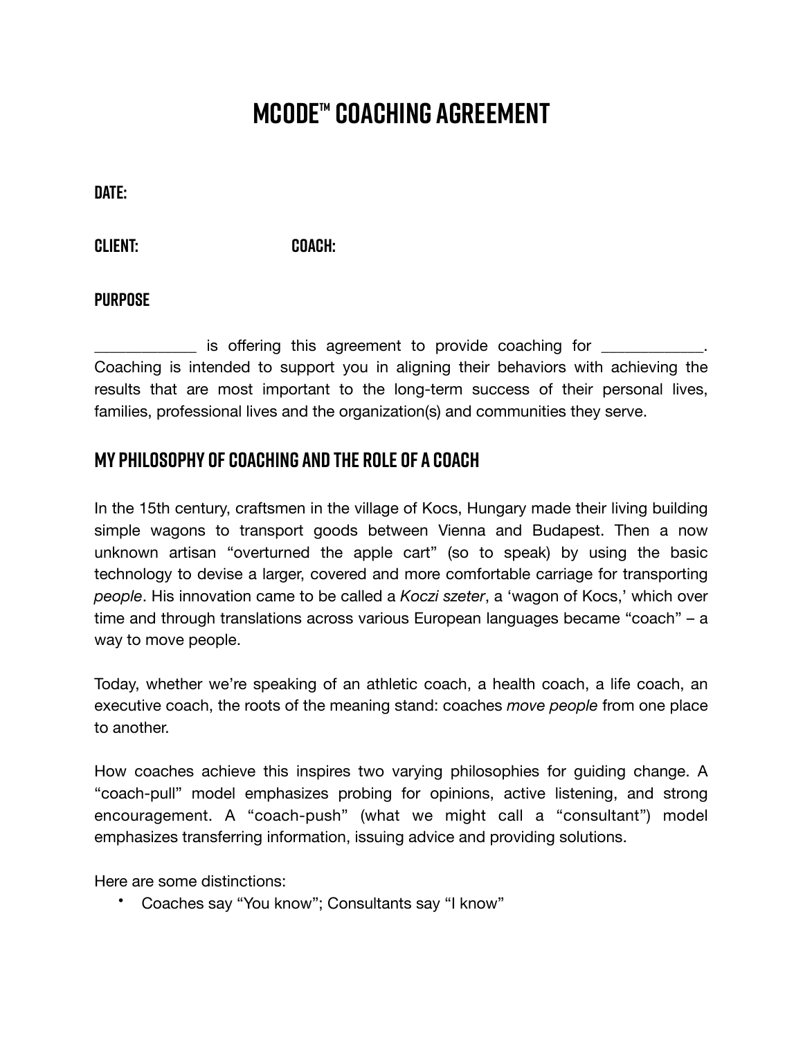# MCODE™ COACHING AGREEMENT

**DATE:**

**CLIENT:** **COACH:**

**PURPOSE**

____________ is offering this agreement to provide coaching for ____________. Coaching is intended to support you in aligning their behaviors with achieving the results that are most important to the long-term success of their personal lives, families, professional lives and the organization(s) and communities they serve.

## MY PHILOSOPHY OF COACHING AND THE ROLE OF A COACH

In the 15th century, craftsmen in the village of Kocs, Hungary made their living building simple wagons to transport goods between Vienna and Budapest. Then a now unknown artisan "overturned the apple cart" (so to speak) by using the basic technology to devise a larger, covered and more comfortable carriage for transporting *people*. His innovation came to be called a *Koczi szeter*, a 'wagon of Kocs,' which over time and through translations across various European languages became "coach" – a way to move people.

Today, whether we're speaking of an athletic coach, a health coach, a life coach, an executive coach, the roots of the meaning stand: coaches *move people* from one place to another.

How coaches achieve this inspires two varying philosophies for guiding change. A "coach-pull" model emphasizes probing for opinions, active listening, and strong encouragement. A "coach-push" (what we might call a "consultant") model emphasizes transferring information, issuing advice and providing solutions.

Here are some distinctions:

- Coaches say "You know"; Consultants say "I know"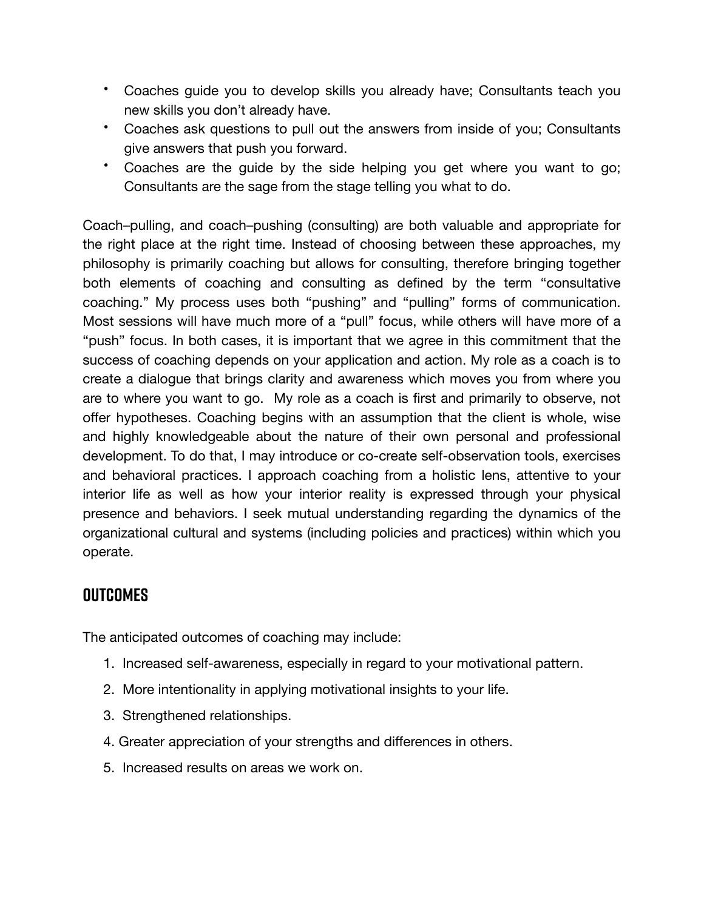- Coaches guide you to develop skills you already have; Consultants teach you new skills you don't already have.
- Coaches ask questions to pull out the answers from inside of you; Consultants give answers that push you forward.
- Coaches are the guide by the side helping you get where you want to go; Consultants are the sage from the stage telling you what to do.

Coach–pulling, and coach–pushing (consulting) are both valuable and appropriate for the right place at the right time. Instead of choosing between these approaches, my philosophy is primarily coaching but allows for consulting, therefore bringing together both elements of coaching and consulting as defined by the term "consultative coaching." My process uses both "pushing" and "pulling" forms of communication. Most sessions will have much more of a "pull" focus, while others will have more of a "push" focus. In both cases, it is important that we agree in this commitment that the success of coaching depends on your application and action. My role as a coach is to create a dialogue that brings clarity and awareness which moves you from where you are to where you want to go. My role as a coach is first and primarily to observe, not offer hypotheses. Coaching begins with an assumption that the client is whole, wise and highly knowledgeable about the nature of their own personal and professional development. To do that, I may introduce or co-create self-observation tools, exercises and behavioral practices. I approach coaching from a holistic lens, attentive to your interior life as well as how your interior reality is expressed through your physical presence and behaviors. I seek mutual understanding regarding the dynamics of the organizational cultural and systems (including policies and practices) within which you operate.

## OUTCOMES

The anticipated outcomes of coaching may include:

1. Increased self-awareness, especially in regard to your motivational pattern.
2. More intentionality in applying motivational insights to your life.
3. Strengthened relationships.
4. Greater appreciation of your strengths and differences in others.
5. Increased results on areas we work on.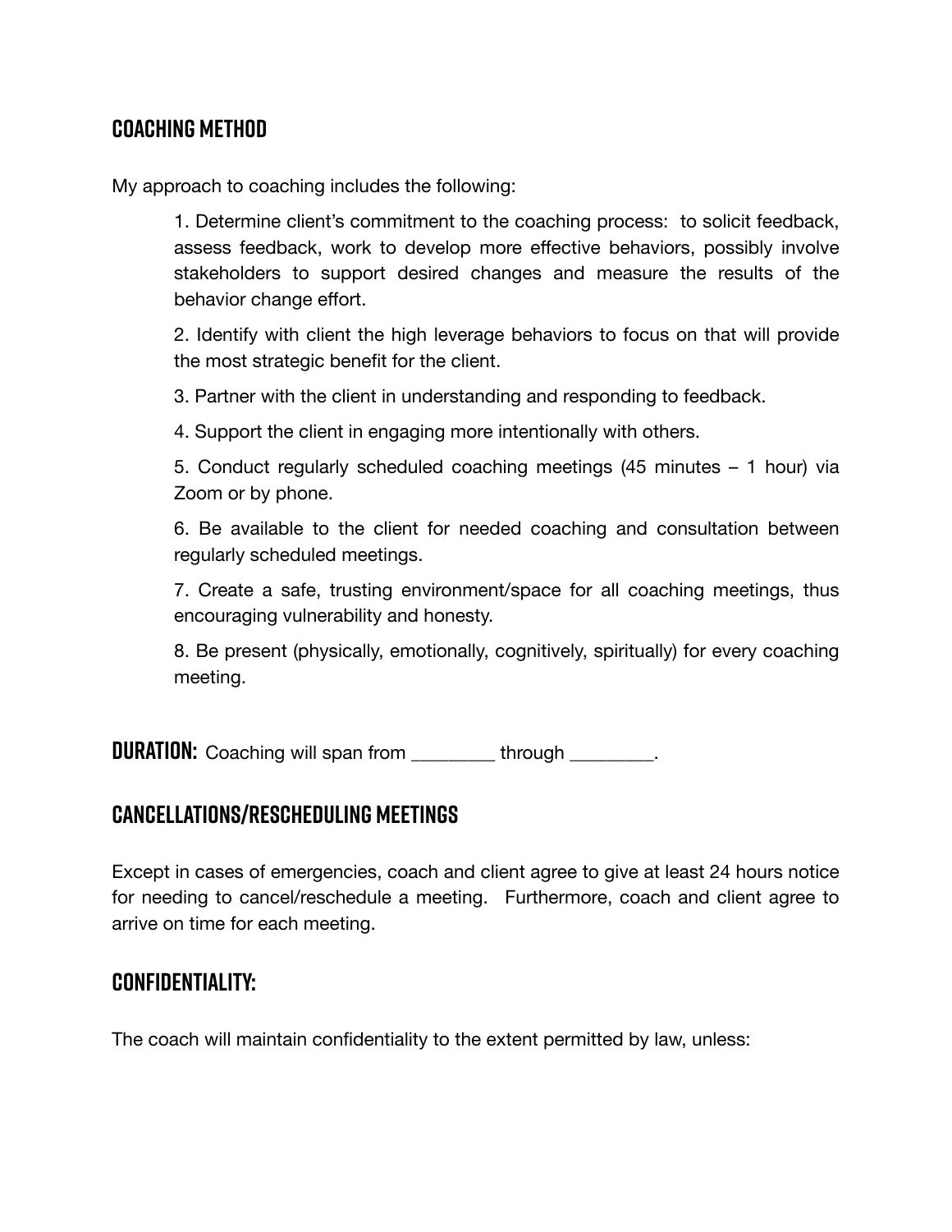## COACHING METHOD

My approach to coaching includes the following:

1. Determine client's commitment to the coaching process: to solicit feedback, assess feedback, work to develop more effective behaviors, possibly involve stakeholders to support desired changes and measure the results of the behavior change effort.

2. Identify with client the high leverage behaviors to focus on that will provide the most strategic benefit for the client.

3. Partner with the client in understanding and responding to feedback.

4. Support the client in engaging more intentionally with others.

5. Conduct regularly scheduled coaching meetings (45 minutes – 1 hour) via Zoom or by phone.

6. Be available to the client for needed coaching and consultation between regularly scheduled meetings.

7. Create a safe, trusting environment/space for all coaching meetings, thus encouraging vulnerability and honesty.

8. Be present (physically, emotionally, cognitively, spiritually) for every coaching meeting.

**DURATION:** Coaching will span from ________ through ________.

## CANCELLATIONS/RESCHEDULING MEETINGS

Except in cases of emergencies, coach and client agree to give at least 24 hours notice for needing to cancel/reschedule a meeting. Furthermore, coach and client agree to arrive on time for each meeting.

## CONFIDENTIALITY:

The coach will maintain confidentiality to the extent permitted by law, unless: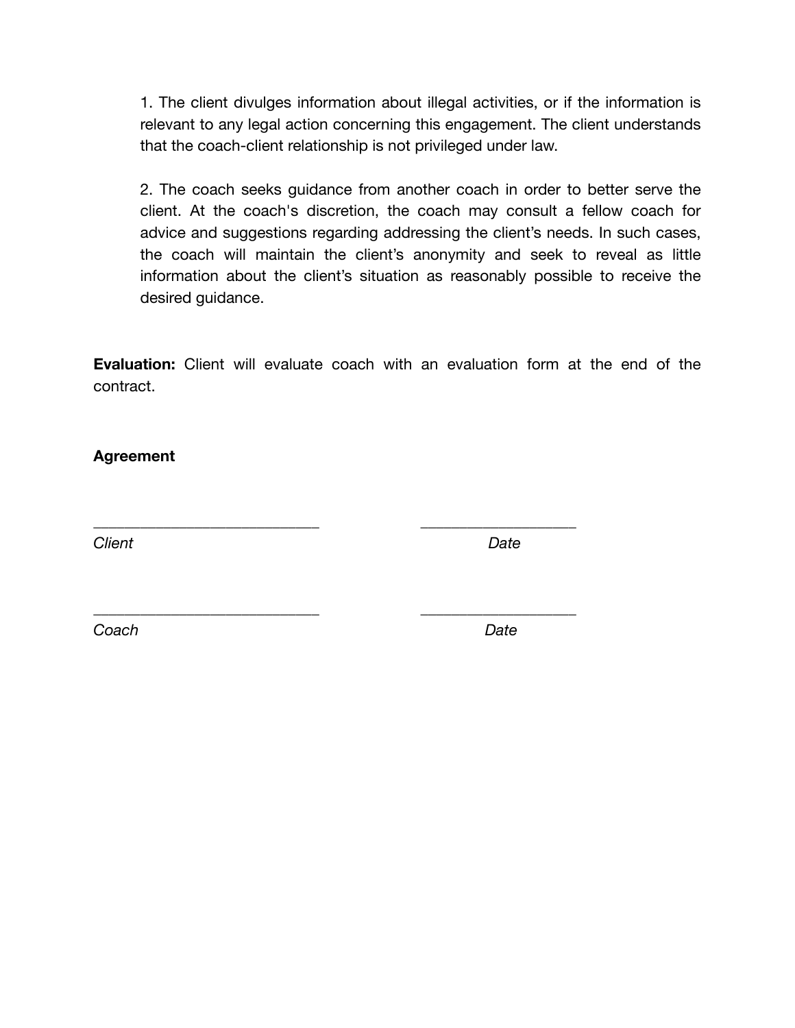1. The client divulges information about illegal activities, or if the information is relevant to any legal action concerning this engagement. The client understands that the coach-client relationship is not privileged under law.

2. The coach seeks guidance from another coach in order to better serve the client. At the coach's discretion, the coach may consult a fellow coach for advice and suggestions regarding addressing the client's needs. In such cases, the coach will maintain the client's anonymity and seek to reveal as little information about the client's situation as reasonably possible to receive the desired guidance.

**Evaluation:** Client will evaluate coach with an evaluation form at the end of the contract.

**Agreement**

_____________________________ &nbsp;&nbsp;&nbsp;&nbsp;&nbsp;&nbsp;&nbsp;&nbsp; ____________________

*Client* &nbsp;&nbsp;&nbsp;&nbsp;&nbsp;&nbsp;&nbsp;&nbsp;&nbsp;&nbsp;&nbsp;&nbsp;&nbsp;&nbsp;&nbsp;&nbsp;&nbsp;&nbsp;&nbsp;&nbsp;&nbsp;&nbsp;&nbsp;&nbsp;&nbsp;&nbsp;&nbsp;&nbsp;&nbsp;&nbsp;&nbsp;&nbsp;&nbsp;&nbsp;&nbsp;&nbsp;&nbsp;&nbsp;&nbsp;&nbsp; *Date*

_____________________________ &nbsp;&nbsp;&nbsp;&nbsp;&nbsp;&nbsp;&nbsp;&nbsp; ____________________

*Coach* &nbsp;&nbsp;&nbsp;&nbsp;&nbsp;&nbsp;&nbsp;&nbsp;&nbsp;&nbsp;&nbsp;&nbsp;&nbsp;&nbsp;&nbsp;&nbsp;&nbsp;&nbsp;&nbsp;&nbsp;&nbsp;&nbsp;&nbsp;&nbsp;&nbsp;&nbsp;&nbsp;&nbsp;&nbsp;&nbsp;&nbsp;&nbsp;&nbsp;&nbsp;&nbsp;&nbsp;&nbsp;&nbsp;&nbsp; *Date*